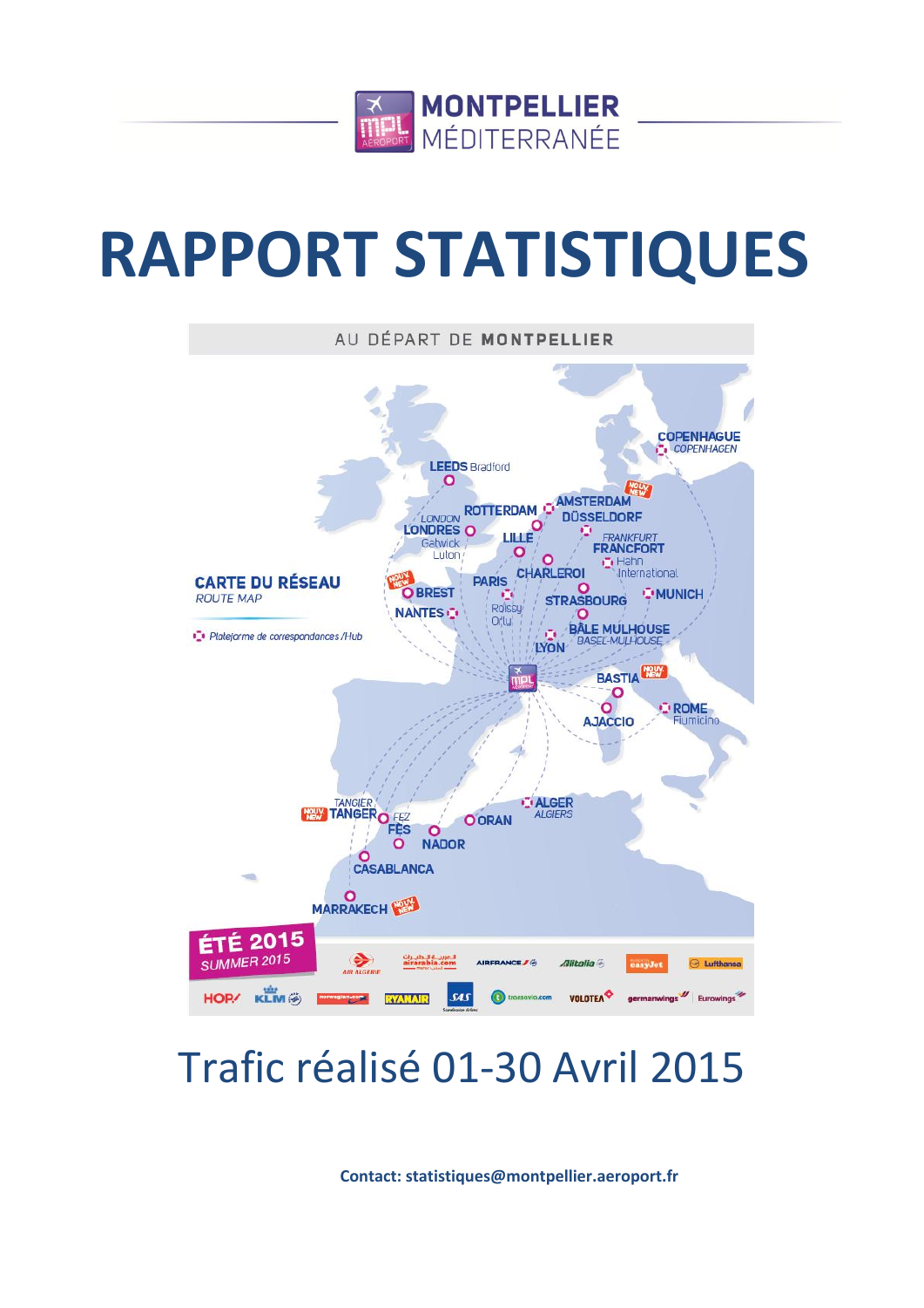MONTPELLIER MÉDITERRANÉE

# RAPPORT STATISTIQUES

AU DÉPART DE MONTPELLIER

CARTE DU RÉSEAU
*ROUTE MAP*

*Plateforme de correspondances / Hub*

LEEDS Bradford · LONDRES *LONDON* Gatwick Luton · ROTTERDAM · AMSTERDAM · DÜSSELDORF · LILLE · FRANCFORT *FRANKFURT* Hahn International · CHARLEROI · PARIS Roissy Orly · BREST · NANTES · STRASBOURG · MUNICH · BÂLE MULHOUSE *BASEL-MULHOUSE* · LYON · COPENHAGUE *COPENHAGEN* · BASTIA · AJACCIO · ROME Fiumicino · TANGER *TANGIER* · FÈS *FEZ* · NADOR · ORAN · ALGER *ALGIERS* · CASABLANCA · MARRAKECH

ÉTÉ 2015
*SUMMER 2015*

Air Algérie · airarabia.com · Air France · Alitalia · easyJet · Lufthansa · HOP! · KLM · norwegian.com · Ryanair · SAS · transavia.com · Volotea · germanwings · Eurowings

# Trafic réalisé 01-30 Avril 2015

**Contact: statistiques@montpellier.aeroport.fr**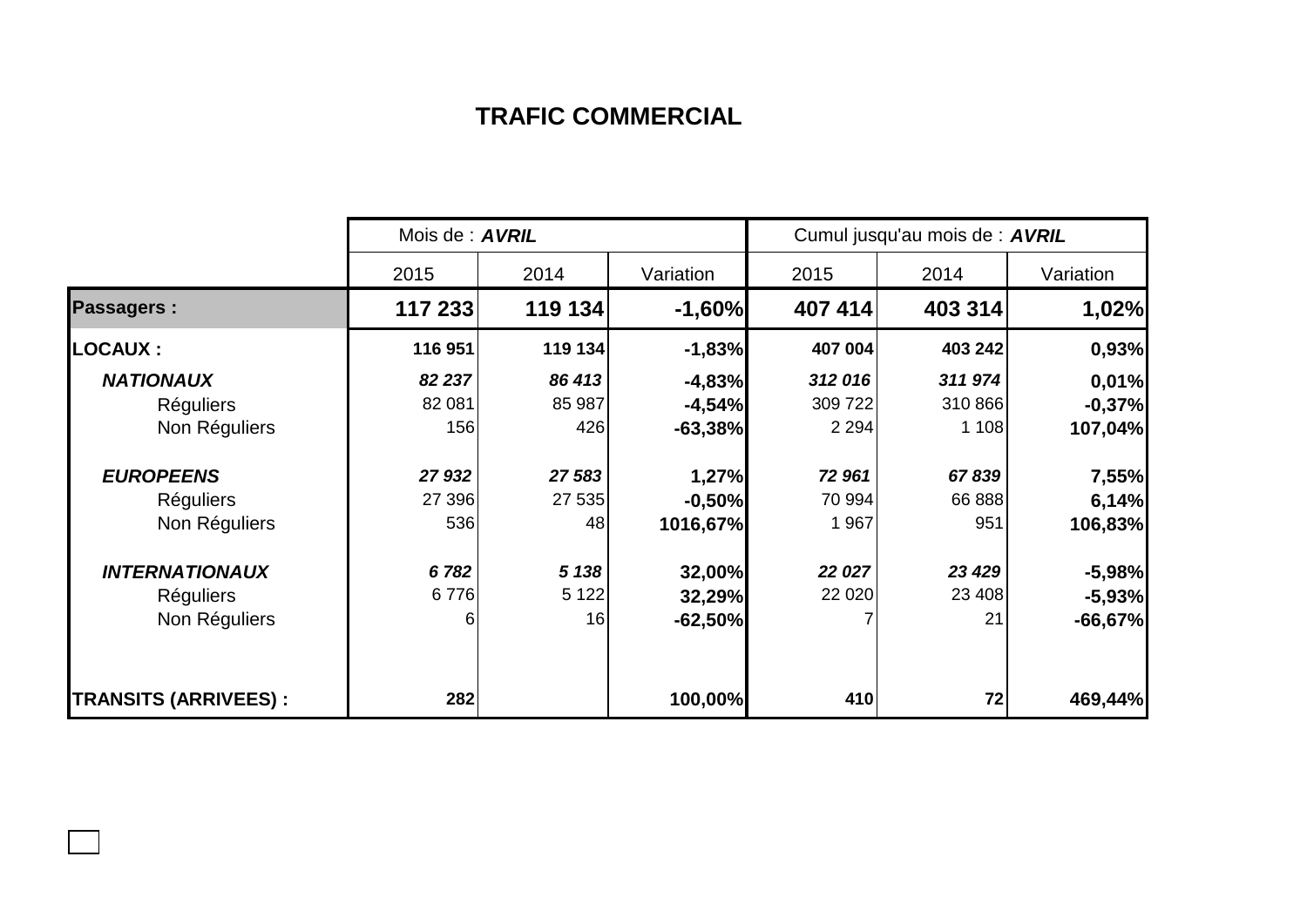# TRAFIC COMMERCIAL

| | Mois de : ***AVRIL*** | | | Cumul jusqu'au mois de : ***AVRIL*** | | |
|---|---|---|---|---|---|---|
| | 2015 | 2014 | Variation | 2015 | 2014 | Variation |
| **Passagers :** | **117 233** | **119 134** | **-1,60%** | **407 414** | **403 314** | **1,02%** |
| **LOCAUX :** | **116 951** | **119 134** | **-1,83%** | **407 004** | **403 242** | **0,93%** |
| ***NATIONAUX*** | ***82 237*** | ***86 413*** | **-4,83%** | ***312 016*** | ***311 974*** | **0,01%** |
| Réguliers | 82 081 | 85 987 | **-4,54%** | 309 722 | 310 866 | **-0,37%** |
| Non Réguliers | 156 | 426 | **-63,38%** | 2 294 | 1 108 | **107,04%** |
| ***EUROPEENS*** | ***27 932*** | ***27 583*** | **1,27%** | ***72 961*** | ***67 839*** | **7,55%** |
| Réguliers | 27 396 | 27 535 | **-0,50%** | 70 994 | 66 888 | **6,14%** |
| Non Réguliers | 536 | 48 | **1016,67%** | 1 967 | 951 | **106,83%** |
| ***INTERNATIONAUX*** | ***6 782*** | ***5 138*** | **32,00%** | ***22 027*** | ***23 429*** | **-5,98%** |
| Réguliers | 6 776 | 5 122 | **32,29%** | 22 020 | 23 408 | **-5,93%** |
| Non Réguliers | 6 | 16 | **-62,50%** | 7 | 21 | **-66,67%** |
| **TRANSITS (ARRIVEES) :** | **282** | | **100,00%** | **410** | **72** | **469,44%** |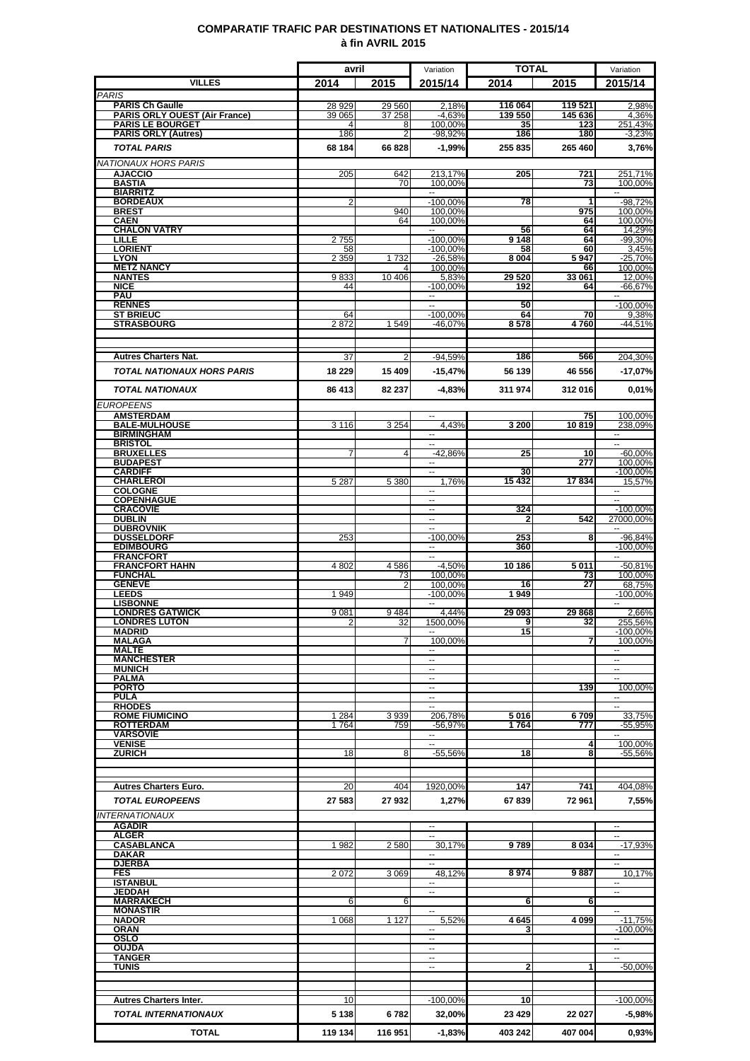# COMPARATIF TRAFIC PAR DESTINATIONS ET NATIONALITES - 2015/14
## à fin AVRIL 2015

| VILLES | avril 2014 | avril 2015 | Variation 2015/14 | TOTAL 2014 | TOTAL 2015 | Variation 2015/14 |
|---|---|---|---|---|---|---|
| *PARIS* | | | | | | |
| **PARIS Ch Gaulle** | 28 929 | 29 560 | 2,18% | 116 064 | 119 521 | 2,98% |
| **PARIS ORLY OUEST (Air France)** | 39 065 | 37 258 | -4,63% | 139 550 | 145 636 | 4,36% |
| **PARIS LE BOURGET** | 4 | 8 | 100,00% | 35 | 123 | 251,43% |
| **PARIS ORLY (Autres)** | 186 | 2 | -98,92% | 186 | 180 | -3,23% |
| ***TOTAL PARIS*** | **68 184** | **66 828** | **-1,99%** | **255 835** | **265 460** | **3,76%** |
| *NATIONAUX HORS PARIS* | | | | | | |
| **AJACCIO** | 205 | 642 | 213,17% | 205 | 721 | 251,71% |
| **BASTIA** | | 70 | 100,00% | | 73 | 100,00% |
| **BIARRITZ** | | | -- | | | -- |
| **BORDEAUX** | 2 | | -100,00% | 78 | 1 | -98,72% |
| **BREST** | | 940 | 100,00% | | 975 | 100,00% |
| **CAEN** | | 64 | 100,00% | | 64 | 100,00% |
| **CHALON VATRY** | | | -- | 56 | 64 | 14,29% |
| **LILLE** | 2 755 | | -100,00% | 9 148 | 64 | -99,30% |
| **LORIENT** | 58 | | -100,00% | 58 | 60 | 3,45% |
| **LYON** | 2 359 | 1 732 | -26,58% | 8 004 | 5 947 | -25,70% |
| **METZ NANCY** | | 4 | 100,00% | | 66 | 100,00% |
| **NANTES** | 9 833 | 10 406 | 5,83% | 29 520 | 33 061 | 12,00% |
| **NICE** | 44 | | -100,00% | 192 | 64 | -66,67% |
| **PAU** | | | -- | | | -- |
| **RENNES** | | | -- | 50 | | -100,00% |
| **ST BRIEUC** | 64 | | -100,00% | 64 | 70 | 9,38% |
| **STRASBOURG** | 2 872 | 1 549 | -46,07% | 8 578 | 4 760 | -44,51% |
| **Autres Charters Nat.** | 37 | 2 | -94,59% | 186 | 566 | 204,30% |
| ***TOTAL NATIONAUX HORS PARIS*** | **18 229** | **15 409** | **-15,47%** | **56 139** | **46 556** | **-17,07%** |
| ***TOTAL NATIONAUX*** | **86 413** | **82 237** | **-4,83%** | **311 974** | **312 016** | **0,01%** |
| *EUROPEENS* | | | | | | |
| **AMSTERDAM** | | | -- | | 75 | 100,00% |
| **BALE-MULHOUSE** | 3 116 | 3 254 | 4,43% | 3 200 | 10 819 | 238,09% |
| **BIRMINGHAM** | | | -- | | | -- |
| **BRISTOL** | | | -- | | | -- |
| **BRUXELLES** | 7 | 4 | -42,86% | 25 | 10 | -60,00% |
| **BUDAPEST** | | | -- | | 277 | 100,00% |
| **CARDIFF** | | | -- | 30 | | -100,00% |
| **CHARLEROI** | 5 287 | 5 380 | 1,76% | 15 432 | 17 834 | 15,57% |
| **COLOGNE** | | | -- | | | -- |
| **COPENHAGUE** | | | -- | | | -- |
| **CRACOVIE** | | | -- | 324 | | -100,00% |
| **DUBLIN** | | | -- | 2 | 542 | 27000,00% |
| **DUBROVNIK** | | | -- | | | -- |
| **DUSSELDORF** | 253 | | -100,00% | 253 | 8 | -96,84% |
| **EDIMBOURG** | | | -- | 360 | | -100,00% |
| **FRANCFORT** | | | -- | | | -- |
| **FRANCFORT HAHN** | 4 802 | 4 586 | -4,50% | 10 186 | 5 011 | -50,81% |
| **FUNCHAL** | | 73 | 100,00% | | 73 | 100,00% |
| **GENEVE** | | 2 | 100,00% | 16 | 27 | 68,75% |
| **LEEDS** | 1 949 | | -100,00% | 1 949 | | -100,00% |
| **LISBONNE** | | | -- | | | -- |
| **LONDRES GATWICK** | 9 081 | 9 484 | 4,44% | 29 093 | 29 868 | 2,66% |
| **LONDRES LUTON** | 2 | 32 | 1500,00% | 9 | 32 | 255,56% |
| **MADRID** | | | -- | 15 | | -100,00% |
| **MALAGA** | | 7 | 100,00% | | 7 | 100,00% |
| **MALTE** | | | -- | | | -- |
| **MANCHESTER** | | | -- | | | -- |
| **MUNICH** | | | -- | | | -- |
| **PALMA** | | | -- | | | -- |
| **PORTO** | | | -- | | 139 | 100,00% |
| **PULA** | | | -- | | | -- |
| **RHODES** | | | -- | | | -- |
| **ROME FIUMICINO** | 1 284 | 3 939 | 206,78% | 5 016 | 6 709 | 33,75% |
| **ROTTERDAM** | 1 764 | 759 | -56,97% | 1 764 | 777 | -55,95% |
| **VARSOVIE** | | | -- | | | -- |
| **VENISE** | | | -- | | 4 | 100,00% |
| **ZURICH** | 18 | 8 | -55,56% | 18 | 8 | -55,56% |
| **Autres Charters Euro.** | 20 | 404 | 1920,00% | 147 | 741 | 404,08% |
| ***TOTAL EUROPEENS*** | **27 583** | **27 932** | **1,27%** | **67 839** | **72 961** | **7,55%** |
| *INTERNATIONAUX* | | | | | | |
| **AGADIR** | | | -- | | | -- |
| **ALGER** | | | -- | | | -- |
| **CASABLANCA** | 1 982 | 2 580 | 30,17% | 9 789 | 8 034 | -17,93% |
| **DAKAR** | | | -- | | | -- |
| **DJERBA** | | | -- | | | -- |
| **FES** | 2 072 | 3 069 | 48,12% | 8 974 | 9 887 | 10,17% |
| **ISTANBUL** | | | -- | | | -- |
| **JEDDAH** | | | -- | | | -- |
| **MARRAKECH** | 6 | 6 | | 6 | 6 | |
| **MONASTIR** | | | -- | | | -- |
| **NADOR** | 1 068 | 1 127 | 5,52% | 4 645 | 4 099 | -11,75% |
| **ORAN** | | | -- | 3 | | -100,00% |
| **OSLO** | | | -- | | | -- |
| **OUJDA** | | | -- | | | -- |
| **TANGER** | | | -- | | | -- |
| **TUNIS** | | | -- | 2 | 1 | -50,00% |
| **Autres Charters Inter.** | 10 | | -100,00% | 10 | | -100,00% |
| ***TOTAL INTERNATIONAUX*** | **5 138** | **6 782** | **32,00%** | **23 429** | **22 027** | **-5,98%** |
| **TOTAL** | **119 134** | **116 951** | **-1,83%** | **403 242** | **407 004** | **0,93%** |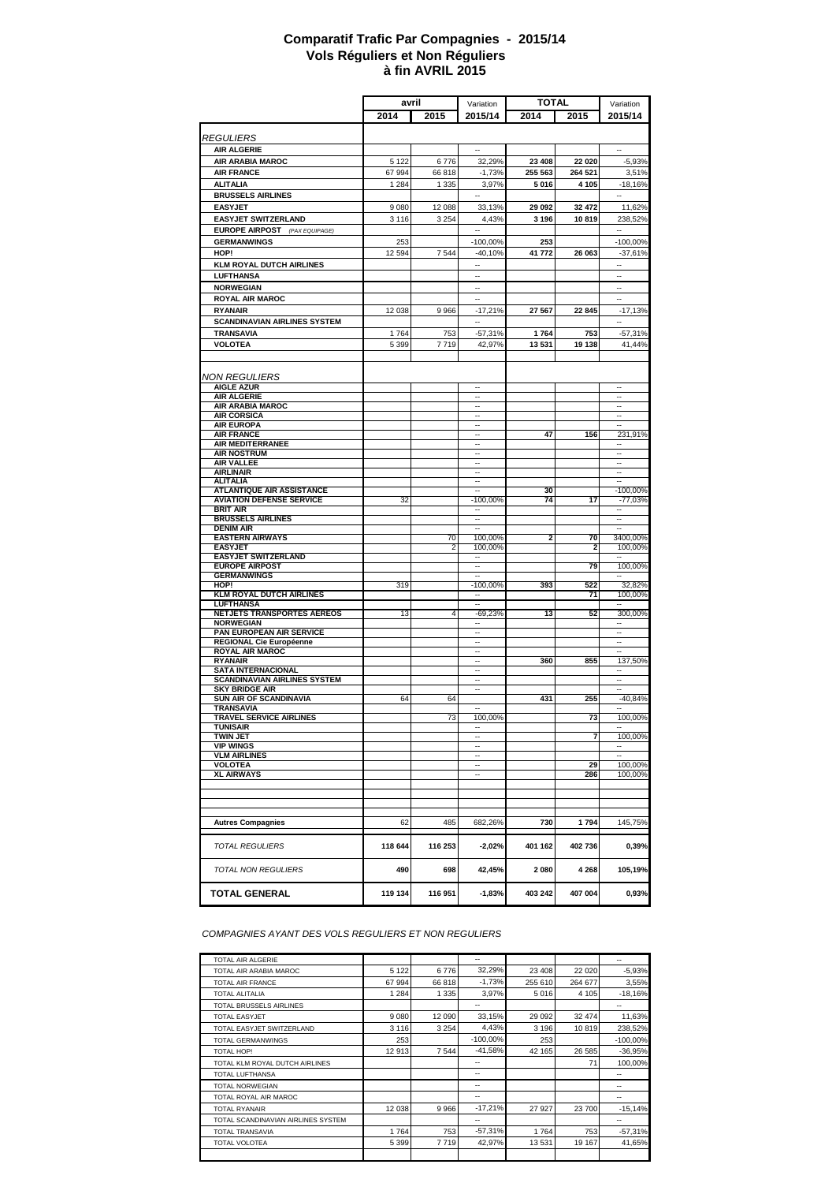# Comparatif Trafic Par Compagnies - 2015/14
## Vols Réguliers et Non Réguliers
## à fin AVRIL 2015

| | avril | | Variation | TOTAL | | Variation |
|---|---|---|---|---|---|---|
| | 2014 | 2015 | 2015/14 | 2014 | 2015 | 2015/14 |
| *REGULIERS* | | | | | | |
| **AIR ALGERIE** | | | -- | | | -- |
| **AIR ARABIA MAROC** | 5 122 | 6 776 | 32,29% | **23 408** | **22 020** | -5,93% |
| **AIR FRANCE** | 67 994 | 66 818 | -1,73% | **255 563** | **264 521** | 3,51% |
| **ALITALIA** | 1 284 | 1 335 | 3,97% | **5 016** | **4 105** | -18,16% |
| **BRUSSELS AIRLINES** | | | -- | | | -- |
| **EASYJET** | 9 080 | 12 088 | 33,13% | **29 092** | **32 472** | 11,62% |
| **EASYJET SWITZERLAND** | 3 116 | 3 254 | 4,43% | **3 196** | **10 819** | 238,52% |
| **EUROPE AIRPOST** *(PAX EQUIPAGE)* | | | -- | | | -- |
| **GERMANWINGS** | 253 | | -100,00% | **253** | | -100,00% |
| **HOP!** | 12 594 | 7 544 | -40,10% | **41 772** | **26 063** | -37,61% |
| **KLM ROYAL DUTCH AIRLINES** | | | -- | | | -- |
| **LUFTHANSA** | | | -- | | | -- |
| **NORWEGIAN** | | | -- | | | -- |
| **ROYAL AIR MAROC** | | | -- | | | -- |
| **RYANAIR** | 12 038 | 9 966 | -17,21% | **27 567** | **22 845** | -17,13% |
| **SCANDINAVIAN AIRLINES SYSTEM** | | | -- | | | -- |
| **TRANSAVIA** | 1 764 | 753 | -57,31% | **1 764** | **753** | -57,31% |
| **VOLOTEA** | 5 399 | 7 719 | 42,97% | **13 531** | **19 138** | 41,44% |
| *NON REGULIERS* | | | | | | |
| **AIGLE AZUR** | | | -- | | | -- |
| **AIR ALGERIE** | | | -- | | | -- |
| **AIR ARABIA MAROC** | | | -- | | | -- |
| **AIR CORSICA** | | | -- | | | -- |
| **AIR EUROPA** | | | -- | | | -- |
| **AIR FRANCE** | | | -- | **47** | **156** | 231,91% |
| **AIR MEDITERRANEE** | | | -- | | | -- |
| **AIR NOSTRUM** | | | -- | | | -- |
| **AIR VALLEE** | | | -- | | | -- |
| **AIRLINAIR** | | | -- | | | -- |
| **ALITALIA** | | | -- | | | -- |
| **ATLANTIQUE AIR ASSISTANCE** | | | -- | **30** | | -100,00% |
| **AVIATION DEFENSE SERVICE** | 32 | | -100,00% | **74** | **17** | -77,03% |
| **BRIT AIR** | | | -- | | | -- |
| **BRUSSELS AIRLINES** | | | -- | | | -- |
| **DENIM AIR** | | | -- | | | -- |
| **EASTERN AIRWAYS** | | 70 | 100,00% | **2** | **70** | 3400,00% |
| **EASYJET** | | 2 | 100,00% | | **2** | 100,00% |
| **EASYJET SWITZERLAND** | | | -- | | | -- |
| **EUROPE AIRPOST** | | | -- | | **79** | 100,00% |
| **GERMANWINGS** | | | -- | | | -- |
| **HOP!** | 319 | | -100,00% | **393** | **522** | 32,82% |
| **KLM ROYAL DUTCH AIRLINES** | | | -- | | **71** | 100,00% |
| **LUFTHANSA** | | | -- | | | -- |
| **NETJETS TRANSPORTES AEREOS** | 13 | 4 | -69,23% | **13** | **52** | 300,00% |
| **NORWEGIAN** | | | -- | | | -- |
| **PAN EUROPEAN AIR SERVICE** | | | -- | | | -- |
| **REGIONAL Cie Européenne** | | | -- | | | -- |
| **ROYAL AIR MAROC** | | | -- | | | -- |
| **RYANAIR** | | | -- | **360** | **855** | 137,50% |
| **SATA INTERNACIONAL** | | | -- | | | -- |
| **SCANDINAVIAN AIRLINES SYSTEM** | | | -- | | | -- |
| **SKY BRIDGE AIR** | | | -- | | | -- |
| **SUN AIR OF SCANDINAVIA** | 64 | 64 | | **431** | **255** | -40,84% |
| **TRANSAVIA** | | | -- | | | -- |
| **TRAVEL SERVICE AIRLINES** | | 73 | 100,00% | | **73** | 100,00% |
| **TUNISAIR** | | | -- | | | -- |
| **TWIN JET** | | | -- | | **7** | 100,00% |
| **VIP WINGS** | | | -- | | | -- |
| **VLM AIRLINES** | | | -- | | | -- |
| **VOLOTEA** | | | -- | | **29** | 100,00% |
| **XL AIRWAYS** | | | -- | | **286** | 100,00% |
| **Autres Compagnies** | 62 | 485 | 682,26% | **730** | **1 794** | 145,75% |
| *TOTAL REGULIERS* | **118 644** | **116 253** | **-2,02%** | **401 162** | **402 736** | **0,39%** |
| *TOTAL NON REGULIERS* | **490** | **698** | **42,45%** | **2 080** | **4 268** | **105,19%** |
| **TOTAL GENERAL** | **119 134** | **116 951** | **-1,83%** | **403 242** | **407 004** | **0,93%** |

*COMPAGNIES AYANT DES VOLS REGULIERS ET NON REGULIERS*

| | | | | | | |
|---|---|---|---|---|---|---|
| TOTAL AIR ALGERIE | | | -- | | | -- |
| TOTAL AIR ARABIA MAROC | 5 122 | 6 776 | 32,29% | 23 408 | 22 020 | -5,93% |
| TOTAL AIR FRANCE | 67 994 | 66 818 | -1,73% | 255 610 | 264 677 | 3,55% |
| TOTAL ALITALIA | 1 284 | 1 335 | 3,97% | 5 016 | 4 105 | -18,16% |
| TOTAL BRUSSELS AIRLINES | | | -- | | | -- |
| TOTAL EASYJET | 9 080 | 12 090 | 33,15% | 29 092 | 32 474 | 11,63% |
| TOTAL EASYJET SWITZERLAND | 3 116 | 3 254 | 4,43% | 3 196 | 10 819 | 238,52% |
| TOTAL GERMANWINGS | 253 | | -100,00% | 253 | | -100,00% |
| TOTAL HOP! | 12 913 | 7 544 | -41,58% | 42 165 | 26 585 | -36,95% |
| TOTAL KLM ROYAL DUTCH AIRLINES | | | -- | | 71 | 100,00% |
| TOTAL LUFTHANSA | | | -- | | | -- |
| TOTAL NORWEGIAN | | | -- | | | -- |
| TOTAL ROYAL AIR MAROC | | | -- | | | -- |
| TOTAL RYANAIR | 12 038 | 9 966 | -17,21% | 27 927 | 23 700 | -15,14% |
| TOTAL SCANDINAVIAN AIRLINES SYSTEM | | | -- | | | -- |
| TOTAL TRANSAVIA | 1 764 | 753 | -57,31% | 1 764 | 753 | -57,31% |
| TOTAL VOLOTEA | 5 399 | 7 719 | 42,97% | 13 531 | 19 167 | 41,65% |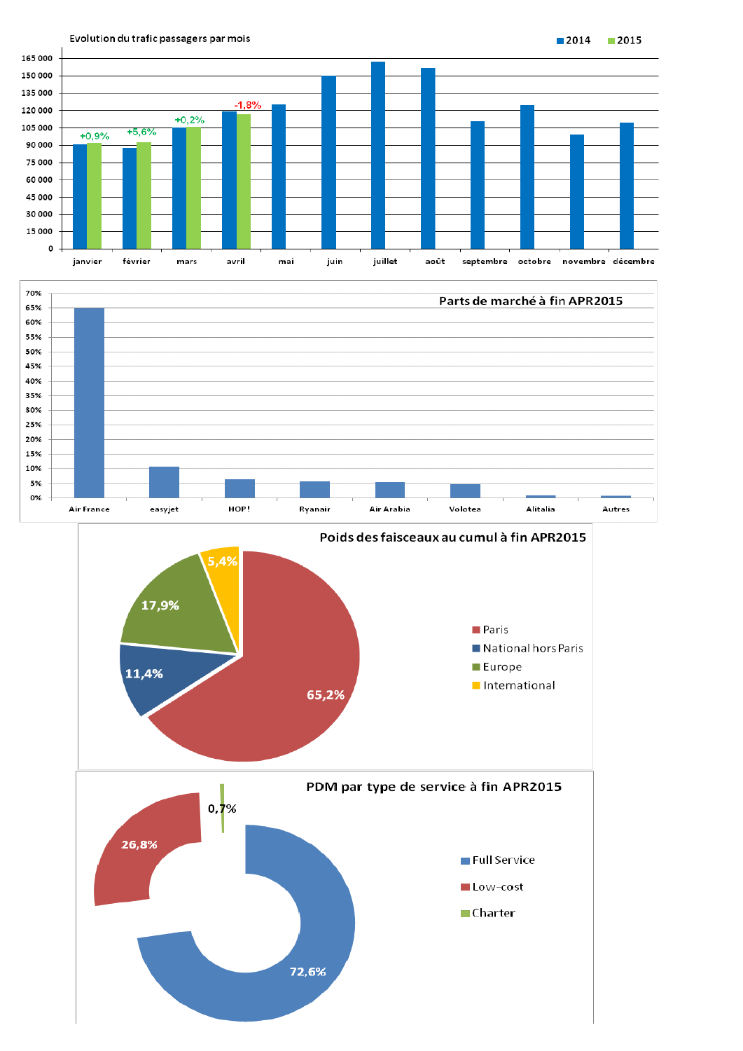Evolution du trafic passagers par mois

2014 2015

165 000
150 000
135 000
120 000
105 000
90 000
75 000
60 000
45 000
30 000
15 000
0

+0,9% +5,6% +0,2% -1,8%

janvier février mars avril mai juin juillet août septembre octobre novembre décembre

Parts de marché à fin APR2015

70%
65%
60%
55%
50%
45%
40%
35%
30%
25%
20%
15%
10%
5%
0%

Air France easyjet HOP! Ryanair Air Arabia Volotea Alitalia Autres

Poids des faisceaux au cumul à fin APR2015

65,2%
11,4%
17,9%
5,4%

Paris
National hors Paris
Europe
International

PDM par type de service à fin APR2015

72,6%
26,8%
0,7%

Full Service
Low-cost
Charter